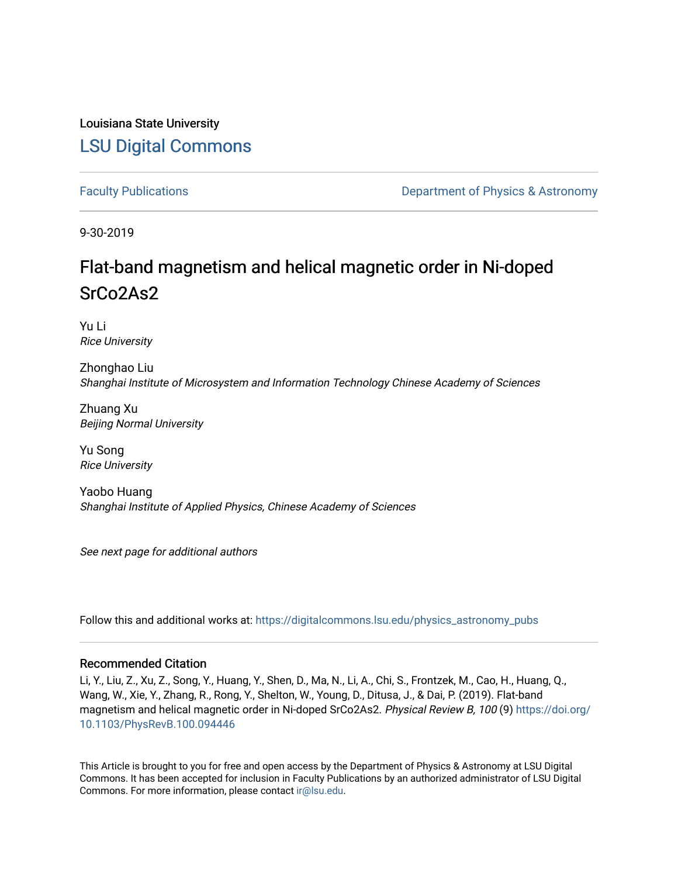Louisiana State University

# LSU Digital Commons

Faculty Publications | Department of Physics & Astronomy

9-30-2019

# Flat-band magnetism and helical magnetic order in Ni-doped SrCo2As2

Yu Li
*Rice University*

Zhonghao Liu
*Shanghai Institute of Microsystem and Information Technology Chinese Academy of Sciences*

Zhuang Xu
*Beijing Normal University*

Yu Song
*Rice University*

Yaobo Huang
*Shanghai Institute of Applied Physics, Chinese Academy of Sciences*

*See next page for additional authors*

Follow this and additional works at: https://digitalcommons.lsu.edu/physics_astronomy_pubs

## Recommended Citation

Li, Y., Liu, Z., Xu, Z., Song, Y., Huang, Y., Shen, D., Ma, N., Li, A., Chi, S., Frontzek, M., Cao, H., Huang, Q., Wang, W., Xie, Y., Zhang, R., Rong, Y., Shelton, W., Young, D., Ditusa, J., & Dai, P. (2019). Flat-band magnetism and helical magnetic order in Ni-doped SrCo2As2. *Physical Review B, 100* (9) https://doi.org/10.1103/PhysRevB.100.094446

This Article is brought to you for free and open access by the Department of Physics & Astronomy at LSU Digital Commons. It has been accepted for inclusion in Faculty Publications by an authorized administrator of LSU Digital Commons. For more information, please contact ir@lsu.edu.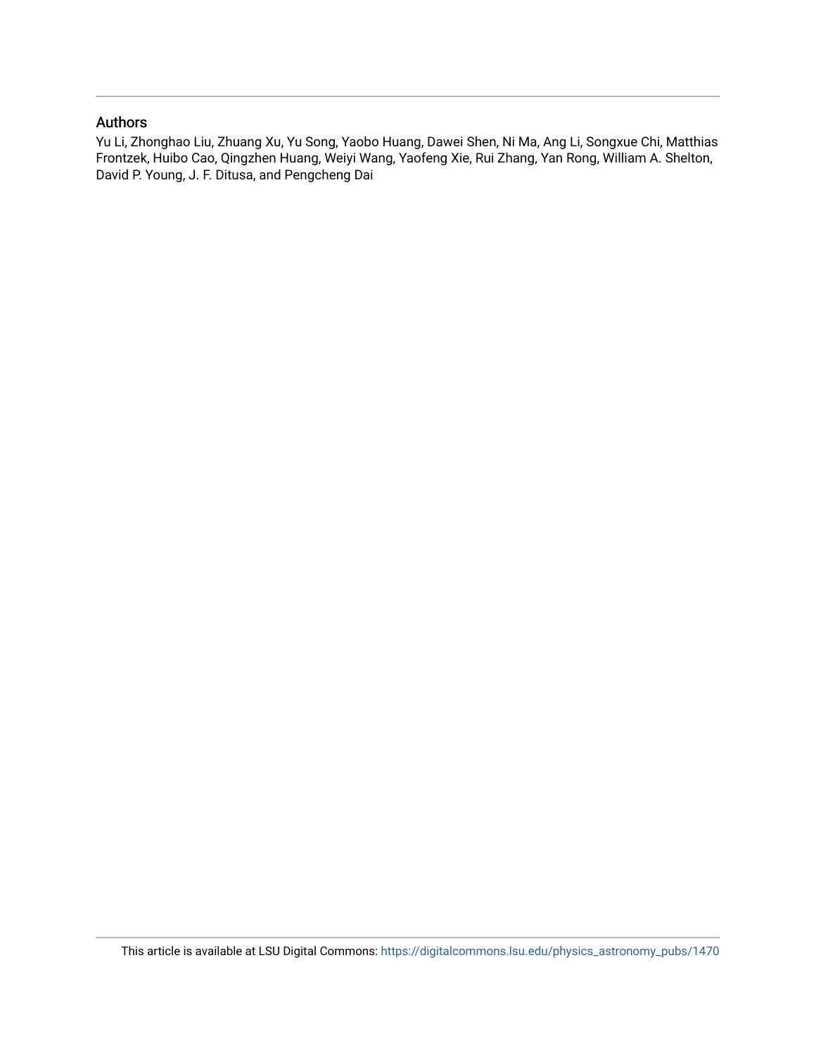## Authors

Yu Li, Zhonghao Liu, Zhuang Xu, Yu Song, Yaobo Huang, Dawei Shen, Ni Ma, Ang Li, Songxue Chi, Matthias Frontzek, Huibo Cao, Qingzhen Huang, Weiyi Wang, Yaofeng Xie, Rui Zhang, Yan Rong, William A. Shelton, David P. Young, J. F. Ditusa, and Pengcheng Dai

This article is available at LSU Digital Commons: https://digitalcommons.lsu.edu/physics_astronomy_pubs/1470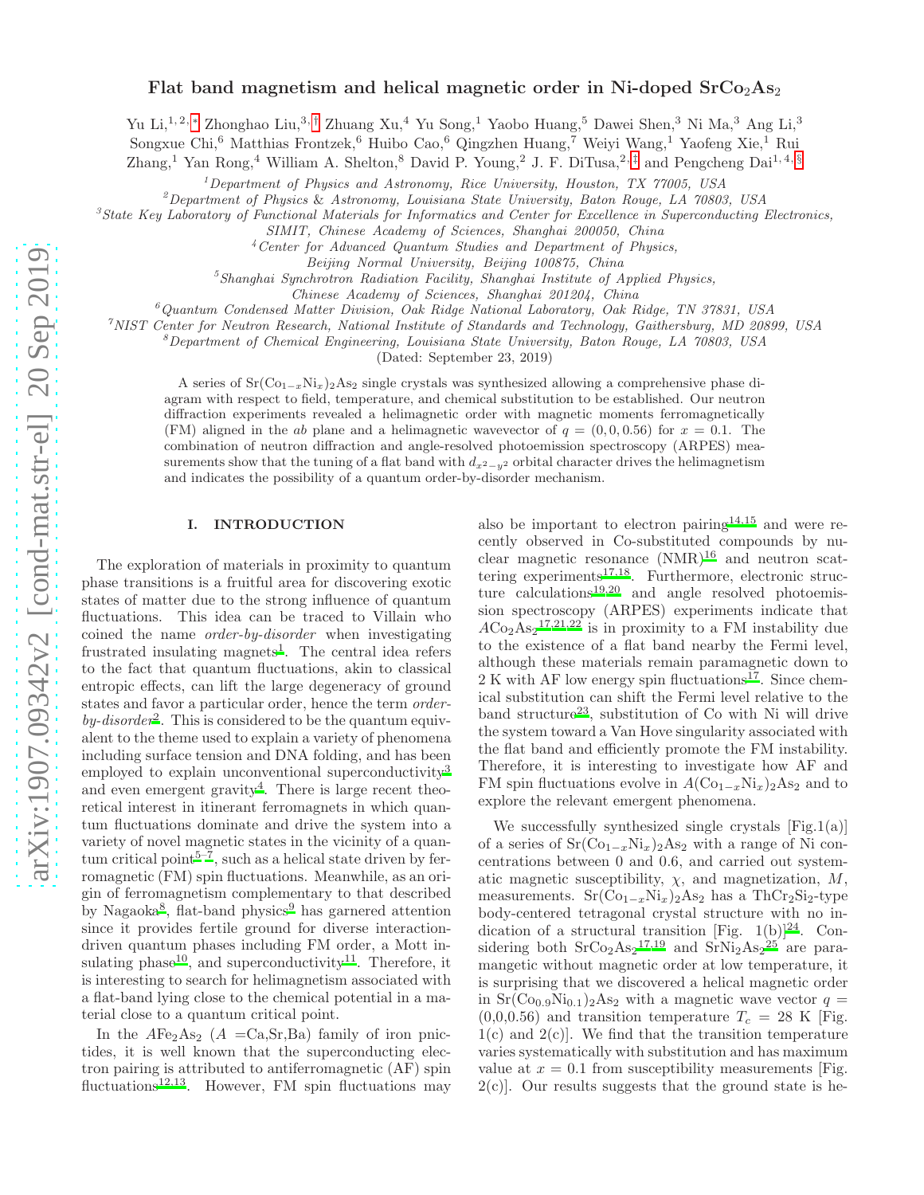# Flat band magnetism and helical magnetic order in Ni-doped $SrCo_2As_2$

Yu Li,[1,2,*] Zhonghao Liu,[3,†] Zhuang Xu,[4] Yu Song,[1] Yaobo Huang,[5] Dawei Shen,[3] Ni Ma,[3] Ang Li,[3] Songxue Chi,[6] Matthias Frontzek,[6] Huibo Cao,[6] Qingzhen Huang,[7] Weiyi Wang,[1] Yaofeng Xie,[1] Rui Zhang,[1] Yan Rong,[4] William A. Shelton,[8] David P. Young,[2] J. F. DiTusa,[2,‡] and Pengcheng Dai[1,4,§]

[1]*Department of Physics and Astronomy, Rice University, Houston, TX 77005, USA*
[2]*Department of Physics & Astronomy, Louisiana State University, Baton Rouge, LA 70803, USA*
[3]*State Key Laboratory of Functional Materials for Informatics and Center for Excellence in Superconducting Electronics, SIMIT, Chinese Academy of Sciences, Shanghai 200050, China*
[4]*Center for Advanced Quantum Studies and Department of Physics, Beijing Normal University, Beijing 100875, China*
[5]*Shanghai Synchrotron Radiation Facility, Shanghai Institute of Applied Physics, Chinese Academy of Sciences, Shanghai 201204, China*
[6]*Quantum Condensed Matter Division, Oak Ridge National Laboratory, Oak Ridge, TN 37831, USA*
[7]*NIST Center for Neutron Research, National Institute of Standards and Technology, Gaithersburg, MD 20899, USA*
[8]*Department of Chemical Engineering, Louisiana State University, Baton Rouge, LA 70803, USA*

(Dated: September 23, 2019)

A series of $Sr(Co_{1-x}Ni_x)_2As_2$ single crystals was synthesized allowing a comprehensive phase diagram with respect to field, temperature, and chemical substitution to be established. Our neutron diffraction experiments revealed a helimagnetic order with magnetic moments ferromagnetically (FM) aligned in the $ab$ plane and a helimagnetic wavevector of $q = (0, 0, 0.56)$ for $x = 0.1$. The combination of neutron diffraction and angle-resolved photoemission spectroscopy (ARPES) measurements show that the tuning of a flat band with $d_{x^2-y^2}$ orbital character drives the helimagnetism and indicates the possibility of a quantum order-by-disorder mechanism.

## I. INTRODUCTION

The exploration of materials in proximity to quantum phase transitions is a fruitful area for discovering exotic states of matter due to the strong influence of quantum fluctuations. This idea can be traced to Villain who coined the name *order-by-disorder* when investigating frustrated insulating magnets[1]. The central idea refers to the fact that quantum fluctuations, akin to classical entropic effects, can lift the large degeneracy of ground states and favor a particular order, hence the term *order-by-disorder*[2]. This is considered to be the quantum equivalent to the theme used to explain a variety of phenomena including surface tension and DNA folding, and has been employed to explain unconventional superconductivity[3] and even emergent gravity[4]. There is large recent theoretical interest in itinerant ferromagnets in which quantum fluctuations dominate and drive the system into a variety of novel magnetic states in the vicinity of a quantum critical point[5–7], such as a helical state driven by ferromagnetic (FM) spin fluctuations. Meanwhile, as an origin of ferromagnetism complementary to that described by Nagaoka[8], flat-band physics[9] has garnered attention since it provides fertile ground for diverse interaction-driven quantum phases including FM order, a Mott insulating phase[10], and superconductivity[11]. Therefore, it is interesting to search for helimagnetism associated with a flat-band lying close to the chemical potential in a material close to a quantum critical point.

In the $AFe_2As_2$ ($A$ =Ca,Sr,Ba) family of iron pnictides, it is well known that the superconducting electron pairing is attributed to antiferromagnetic (AF) spin fluctuations[12,13]. However, FM spin fluctuations may also be important to electron pairing[14,15] and were recently observed in Co-substituted compounds by nuclear magnetic resonance (NMR)[16] and neutron scattering experiments[17,18]. Furthermore, electronic structure calculations[19,20] and angle resolved photoemission spectroscopy (ARPES) experiments indicate that $ACo_2As_2$[17,21,22] is in proximity to a FM instability due to the existence of a flat band nearby the Fermi level, although these materials remain paramagnetic down to 2 K with AF low energy spin fluctuations[17]. Since chemical substitution can shift the Fermi level relative to the band structure[23], substitution of Co with Ni will drive the system toward a Van Hove singularity associated with the flat band and efficiently promote the FM instability. Therefore, it is interesting to investigate how AF and FM spin fluctuations evolve in $A(Co_{1-x}Ni_x)_2As_2$ and to explore the relevant emergent phenomena.

We successfully synthesized single crystals [Fig.1(a)] of a series of $Sr(Co_{1-x}Ni_x)_2As_2$ with a range of Ni concentrations between 0 and 0.6, and carried out systematic magnetic susceptibility, $\chi$, and magnetization, $M$, measurements. $Sr(Co_{1-x}Ni_x)_2As_2$ has a $ThCr_2Si_2$-type body-centered tetragonal crystal structure with no indication of a structural transition [Fig. 1(b)][24]. Considering both $SrCo_2As_2$[17,19] and $SrNi_2As_2$[25] are paramagnetic without magnetic order at low temperature, it is surprising that we discovered a helical magnetic order in $Sr(Co_{0.9}Ni_{0.1})_2As_2$ with a magnetic wave vector $q = (0,0,0.56)$ and transition temperature $T_c = 28$ K [Fig. 1(c) and 2(c)]. We find that the transition temperature varies systematically with substitution and has maximum value at $x = 0.1$ from susceptibility measurements [Fig. 2(c)]. Our results suggests that the ground state is he-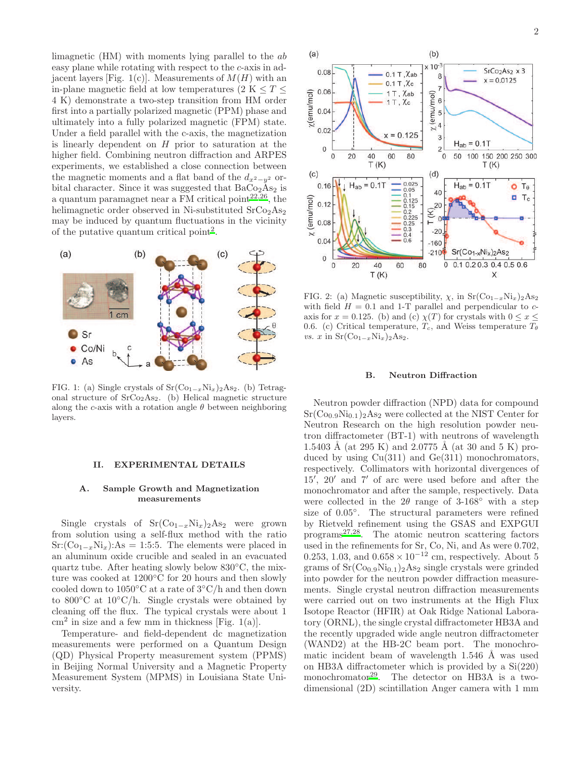limagnetic (HM) with moments lying parallel to the *ab* easy plane while rotating with respect to the *c*-axis in adjacent layers [Fig. 1(c)]. Measurements of $M(H)$ with an in-plane magnetic field at low temperatures ($2\ \mathrm{K} \le T \le 4\ \mathrm{K}$) demonstrate a two-step transition from HM order first into a partially polarized magnetic (PPM) phase and ultimately into a fully polarized magnetic (FPM) state. Under a field parallel with the c-axis, the magnetization is linearly dependent on $H$ prior to saturation at the higher field. Combining neutron diffraction and ARPES experiments, we established a close connection between the magnetic moments and a flat band of the $d_{x^2-y^2}$ orbital character. Since it was suggested that $BaCo_2As_2$ is a quantum paramagnet near a FM critical point[22,26], the helimagnetic order observed in Ni-substituted $SrCo_2As_2$ may be induced by quantum fluctuations in the vicinity of the putative quantum critical point[2].

FIG. 1: (a) Single crystals of $Sr(Co_{1-x}Ni_x)_2As_2$. (b) Tetragonal structure of $SrCo_2As_2$. (b) Helical magnetic structure along the *c*-axis with a rotation $\theta$ between neighboring layers.

## II. EXPERIMENTAL DETAILS

### A. Sample Growth and Magnetization measurements

Single crystals of $Sr(Co_{1-x}Ni_x)_2As_2$ were grown from solution using a self-flux method with the ratio Sr:$(Co_{1-x}Ni_x)$:As = 1:5:5. The elements were placed in an aluminum oxide crucible and sealed in an evacuated quartz tube. After heating slowly below 830°C, the mixture was cooked at 1200°C for 20 hours and then slowly cooled down to 1050°C at a rate of 3°C/h and then down to 800°C at 10°C/h. Single crystals were obtained by cleaning off the flux. The typical crystals were about 1 cm$^2$ in size and a few mm in thickness [Fig. 1(a)].

Temperature- and field-dependent dc magnetization measurements were performed on a Quantum Design (QD) Physical Property measurement system (PPMS) in Beijing Normal University and a Magnetic Property Measurement System (MPMS) in Louisiana State University.

FIG. 2: (a) Magnetic susceptibility, $\chi$, in $Sr(Co_{1-x}Ni_x)_2As_2$ with field $H = 0.1$ and 1-T parallel and perpendicular to *c*-axis for $x = 0.125$. (b) and (c) $\chi(T)$ for crystals with $0 \le x \le 0.6$. (c) Critical temperature, $T_c$, and Weiss temperature $T_\theta$ *vs.* $x$ in $Sr(Co_{1-x}Ni_x)_2As_2$.

### B. Neutron Diffraction

Neutron powder diffraction (NPD) data for compound $Sr(Co_{0.9}Ni_{0.1})_2As_2$ were collected at the NIST Center for Neutron Research on the high resolution powder neutron diffractometer (BT-1) with neutrons of wavelength 1.5403 Å (at 295 K) and 2.0775 Å (at 30 and 5 K) produced by using Cu(311) and Ge(311) monochromators, respectively. Collimators with horizontal divergences of 15′, 20′ and 7′ of arc were used before and after the monochromator and after the sample, respectively. Data were collected in the $2\theta$ range of 3-168° with a step size of 0.05°. The structural parameters were refined by Rietveld refinement using the GSAS and EXPGUI programs[27,28]. The atomic neutron scattering factors used in the refinements for Sr, Co, Ni, and As were 0.702, 0.253, 1.03, and $0.658 \times 10^{-12}$ cm, respectively. About 5 grams of $Sr(Co_{0.9}Ni_{0.1})_2As_2$ single crystals were grinded into powder for the neutron powder diffraction measurements. Single crystal neutron diffraction measurements were carried out on two instruments at the High Flux Isotope Reactor (HFIR) at Oak Ridge National Laboratory (ORNL), the single crystal diffractometer HB3A and the recently upgraded wide angle neutron diffractometer (WAND2) at the HB-2C beam port. The monochromatic incident beam of wavelength 1.546 Å was used on HB3A diffractometer which is provided by a Si(220) monochromator[29]. The detector on HB3A is a two-dimensional (2D) scintillation Anger camera with 1 mm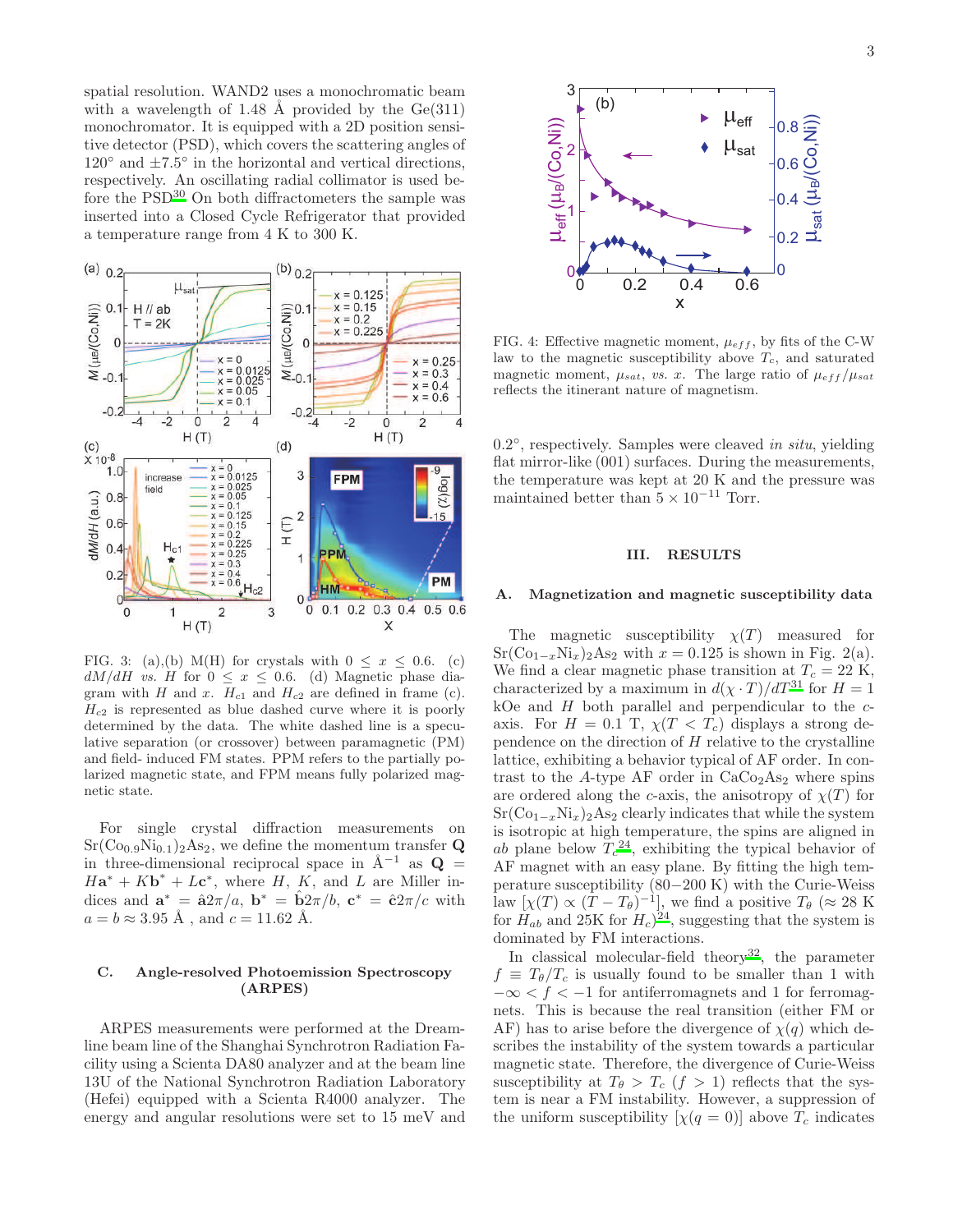spatial resolution. WAND2 uses a monochromatic beam with a wavelength of 1.48 Å provided by the Ge(311) monochromator. It is equipped with a 2D position sensitive detector (PSD), which covers the scattering angles of 120° and ±7.5° in the horizontal and vertical directions, respectively. An oscillating radial collimator is used before the PSD[30]. On both diffractometers the sample was inserted into a Closed Cycle Refrigerator that provided a temperature range from 4 K to 300 K.

FIG. 3: (a),(b) M(H) for crystals with $0 \leq x \leq 0.6$. (c) $dM/dH$ *vs.* $H$ for $0 \leq x \leq 0.6$. (d) Magnetic phase diagram with $H$ and $x$. $H_{c1}$ and $H_{c2}$ are defined in frame (c). $H_{c2}$ is represented as blue dashed curve where it is poorly determined by the data. The white dashed line is a speculative separation (or crossover) between paramagnetic (PM) and field- induced FM states. PPM refers to the partially polarized magnetic state, and FPM means fully polarized magnetic state.

For single crystal diffraction measurements on $Sr(Co_{0.9}Ni_{0.1})_2As_2$, we define the momentum transfer $\mathbf{Q}$ in three-dimensional reciprocal space in Å$^{-1}$ as $\mathbf{Q} = H\mathbf{a}^* + K\mathbf{b}^* + L\mathbf{c}^*$, where $H$, $K$, and $L$ are Miller indices and $\mathbf{a}^* = \hat{\mathbf{a}}2\pi/a$, $\mathbf{b}^* = \hat{\mathbf{b}}2\pi/b$, $\mathbf{c}^* = \hat{\mathbf{c}}2\pi/c$ with $a = b \approx 3.95$ Å , and $c = 11.62$ Å.

### C. Angle-resolved Photoemission Spectroscopy (ARPES)

ARPES measurements were performed at the Dreamline beam line of the Shanghai Synchrotron Radiation Facility using a Scienta DA80 analyzer and at the beam line 13U of the National Synchrotron Radiation Laboratory (Hefei) equipped with a Scienta R4000 analyzer. The energy and angular resolutions were set to 15 meV and 0.2°, respectively. Samples were cleaved *in situ*, yielding flat mirror-like (001) surfaces. During the measurements, the temperature was kept at 20 K and the pressure was maintained better than $5 \times 10^{-11}$ Torr.

FIG. 4: Effective magnetic moment, $\mu_{eff}$, by fits of the C-W law to the magnetic susceptibility above $T_c$, and saturated magnetic moment, $\mu_{sat}$, *vs.* $x$. The large ratio of $\mu_{eff}/\mu_{sat}$ reflects the itinerant nature of magnetism.

## III. RESULTS

### A. Magnetization and magnetic susceptibility data

The magnetic susceptibility $\chi(T)$ measured for $Sr(Co_{1-x}Ni_x)_2As_2$ with $x = 0.125$ is shown in Fig. 2(a). We find a clear magnetic phase transition at $T_c = 22$ K, characterized by a maximum in $d(\chi \cdot T)/dT$[31] for $H = 1$ kOe and $H$ both parallel and perpendicular to the $c$-axis. For $H = 0.1$ T, $\chi(T < T_c)$ displays a strong dependence on the direction of $H$ relative to the crystalline lattice, exhibiting a behavior typical of AF order. In contrast to the $A$-type AF order in $CaCo_2As_2$ where spins are ordered along the $c$-axis, the anisotropy of $\chi(T)$ for $Sr(Co_{1-x}Ni_x)_2As_2$ clearly indicates that while the system is isotropic at high temperature, the spins are aligned in $ab$ plane below $T_c$[24], exhibiting the typical behavior of AF magnet with an easy plane. By fitting the high temperature susceptibility (80−200 K) with the Curie-Weiss law $[\chi(T) \propto (T - T_\theta)^{-1}]$, we find a positive $T_\theta$ ($\approx 28$ K for $H_{ab}$ and 25K for $H_c$)[24], suggesting that the system is dominated by FM interactions.

In classical molecular-field theory[32], the parameter $f \equiv T_\theta/T_c$ is usually found to be smaller than 1 with $-\infty < f < -1$ for antiferromagnets and 1 for ferromagnets. This is because the real transition (either FM or AF) has to arise before the divergence of $\chi(q)$ which describes the instability of the system towards a particular magnetic state. Therefore, the divergence of Curie-Weiss susceptibility at $T_\theta > T_c$ ($f > 1$) reflects that the system is near a FM instability. However, a suppression of the uniform susceptibility $[\chi(q = 0)]$ above $T_c$ indicates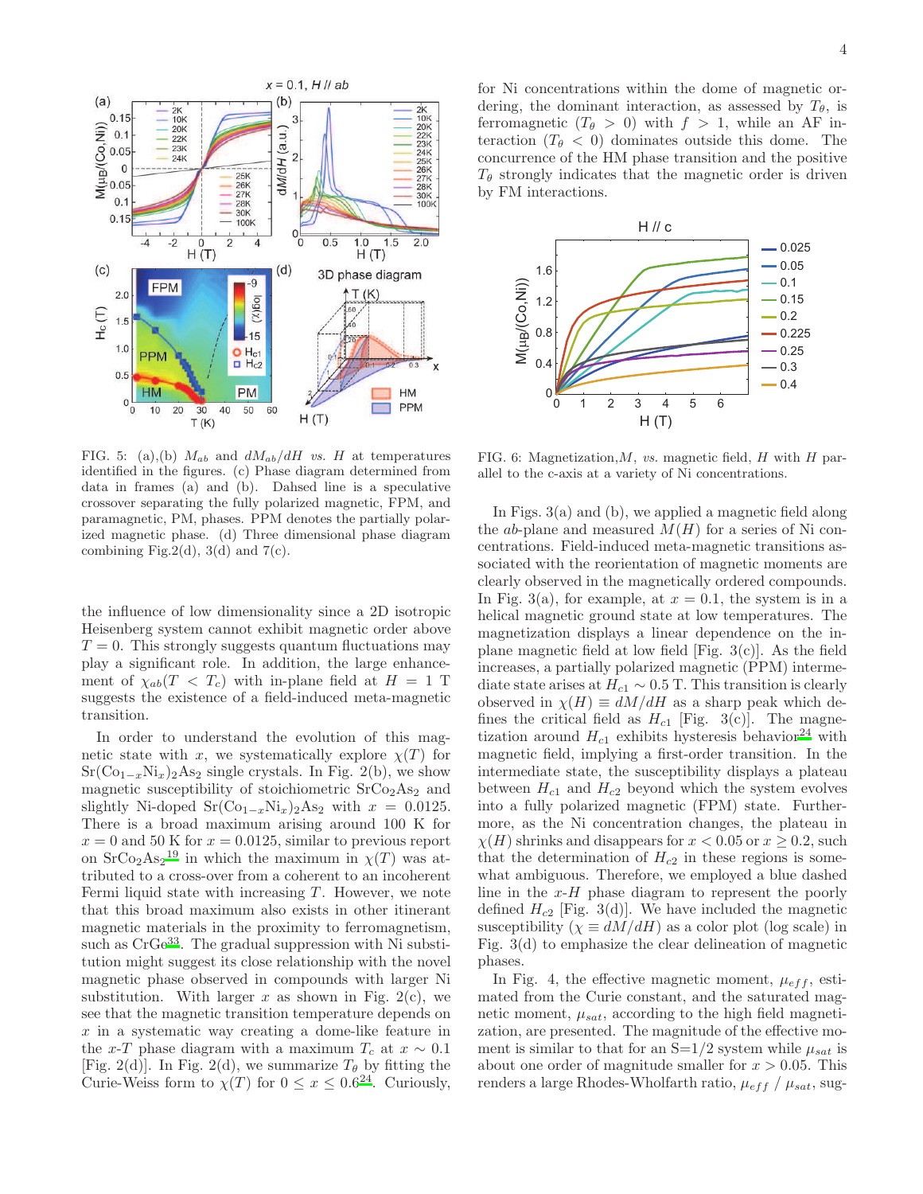FIG. 5: (a),(b) $M_{ab}$ and $dM_{ab}/dH$ *vs.* $H$ at temperatures identified in the figures. (c) Phase diagram determined from data in frames (a) and (b). Dahsed line is a speculative crossover separating the fully polarized magnetic, FPM, and paramagnetic, PM, phases. PPM denotes the partially polarized magnetic phase. (d) Three dimensional phase diagram combining Fig.2(d), 3(d) and 7(c).

the influence of low dimensionality since a 2D isotropic Heisenberg system cannot exhibit magnetic order above $T = 0$. This strongly suggests quantum fluctuations may play a significant role. In addition, the large enhancement of $\chi_{ab}(T < T_c)$ with in-plane field at $H = 1$ T suggests the existence of a field-induced meta-magnetic transition.

In order to understand the evolution of this magnetic state with $x$, we systematically explore $\chi(T)$ for $Sr(Co_{1-x}Ni_x)_2As_2$ single crystals. In Fig. 2(b), we show magnetic susceptibility of stoichiometric $SrCo_2As_2$ and slightly Ni-doped $Sr(Co_{1-x}Ni_x)_2As_2$ with $x = 0.0125$. There is a broad maximum arising around 100 K for $x = 0$ and 50 K for $x = 0.0125$, similar to previous report on $SrCo_2As_2$[19] in which the maximum in $\chi(T)$ was attributed to a cross-over from a coherent to an incoherent Fermi liquid state with increasing $T$. However, we note that this broad maximum also exists in other itinerant magnetic materials in the proximity to ferromagnetism, such as CrGe[33]. The gradual suppression with Ni substitution might suggest its close relationship with the novel magnetic phase observed in compounds with larger Ni substitution. With larger $x$ as shown in Fig. 2(c), we see that the magnetic transition temperature depends on $x$ in a systematic way creating a dome-like feature in the $x$-$T$ phase diagram with a maximum $T_c$ at $x \sim 0.1$ [Fig. 2(d)]. In Fig. 2(d), we summarize $T_\theta$ by fitting the Curie-Weiss form to $\chi(T)$ for $0 \leq x \leq 0.6$[24]. Curiously, for Ni concentrations within the dome of magnetic ordering, the dominant interaction, as assessed by $T_\theta$, is ferromagnetic ($T_\theta > 0$) with $f > 1$, while an AF interaction ($T_\theta < 0$) dominates outside this dome. The concurrence of the HM phase transition and the positive $T_\theta$ strongly indicates that the magnetic order is driven by FM interactions.

FIG. 6: Magnetization,$M$, *vs.* magnetic field, $H$ with $H$ parallel to the c-axis at a variety of Ni concentrations.

In Figs. 3(a) and (b), we applied a magnetic field along the $ab$-plane and measured $M(H)$ for a series of Ni concentrations. Field-induced meta-magnetic transitions associated with the reorientation of magnetic moments are clearly observed in the magnetically ordered compounds. In Fig. 3(a), for example, at $x = 0.1$, the system is in a helical magnetic ground state at low temperatures. The magnetization displays a linear dependence on the in-plane magnetic field at low field [Fig. 3(c)]. As the field increases, a partially polarized magnetic (PPM) intermediate state arises at $H_{c1} \sim 0.5$ T. This transition is clearly observed in $\chi(H) \equiv dM/dH$ as a sharp peak which defines the critical field as $H_{c1}$ [Fig. 3(c)]. The magnetization around $H_{c1}$ exhibits hysteresis behavior[24] with magnetic field, implying a first-order transition. In the intermediate state, the susceptibility displays a plateau between $H_{c1}$ and $H_{c2}$ beyond which the system evolves into a fully polarized magnetic (FPM) state. Furthermore, as the Ni concentration changes, the plateau in $\chi(H)$ shrinks and disappears for $x < 0.05$ or $x \geq 0.2$, such that the determination of $H_{c2}$ in these regions is somewhat ambiguous. Therefore, we employed a blue dashed line in the $x$-$H$ phase diagram to represent the poorly defined $H_{c2}$ [Fig. 3(d)]. We have included the magnetic susceptibility ($\chi \equiv dM/dH$) as a color plot (log scale) in Fig. 3(d) to emphasize the clear delineation of magnetic phases.

In Fig. 4, the effective magnetic moment, $\mu_{eff}$, estimated from the Curie constant, and the saturated magnetic moment, $\mu_{sat}$, according to the high field magnetization, are presented. The magnitude of the effective moment is similar to that for an S=1/2 system while $\mu_{sat}$ is about one order of magnitude smaller for $x > 0.05$. This renders a large Rhodes-Wholfarth ratio, $\mu_{eff}$ / $\mu_{sat}$, sug-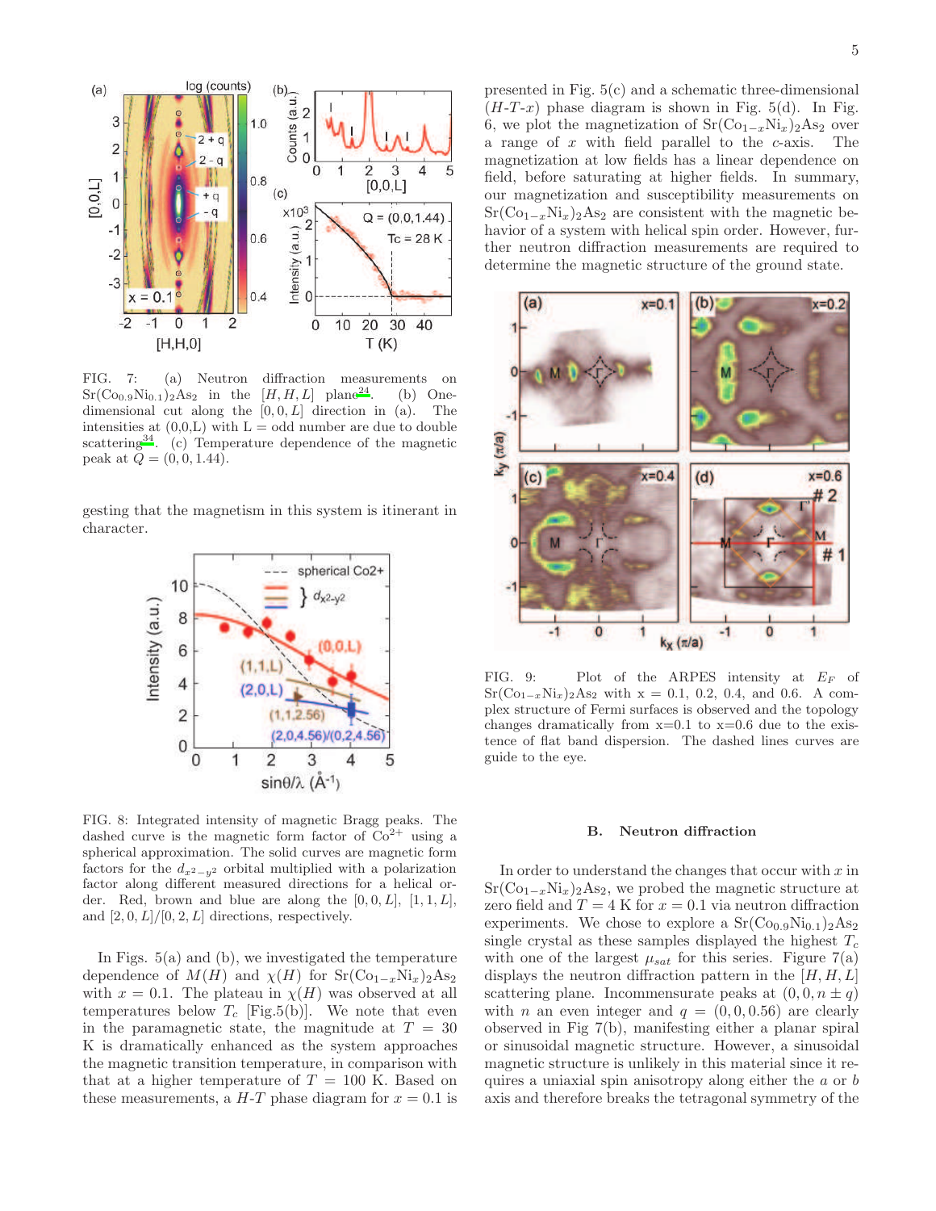FIG. 7: (a) Neutron diffraction measurements on $Sr(Co_{0.9}Ni_{0.1})_2As_2$ in the $[H, H, L]$ plane[24]. (b) One-dimensional cut along the $[0, 0, L]$ direction in (a). The intensities at (0,0,L) with L = odd number are due to double scattering[34]. (c) Temperature dependence of the magnetic peak at $Q = (0, 0, 1.44)$.

gesting that the magnetism in this system is itinerant in character.

FIG. 8: Integrated intensity of magnetic Bragg peaks. The dashed curve is the magnetic form factor of $Co^{2+}$ using a spherical approximation. The solid curves are magnetic form factors for the $d_{x^2-y^2}$ orbital multiplied with a polarization factor along different measured directions for a helical order. Red, brown and blue are along the $[0, 0, L]$, $[1, 1, L]$, and $[2, 0, L]/[0, 2, L]$ directions, respectively.

In Figs. 5(a) and (b), we investigated the temperature dependence of $M(H)$ and $\chi(H)$ for $Sr(Co_{1-x}Ni_x)_2As_2$ with $x = 0.1$. The plateau in $\chi(H)$ was observed at all temperatures below $T_c$ [Fig.5(b)]. We note that even in the paramagnetic state, the magnitude at $T = 30$ K is dramatically enhanced as the system approaches the magnetic transition temperature, in comparison with that at a higher temperature of $T = 100$ K. Based on these measurements, a $H$-$T$ phase diagram for $x = 0.1$ is presented in Fig. 5(c) and a schematic three-dimensional ($H$-$T$-$x$) phase diagram is shown in Fig. 5(d). In Fig. 6, we plot the magnetization of $Sr(Co_{1-x}Ni_x)_2As_2$ over a range of $x$ with field parallel to the $c$-axis. The magnetization at low fields has a linear dependence on field, before saturating at higher fields. In summary, our magnetization and susceptibility measurements on $Sr(Co_{1-x}Ni_x)_2As_2$ are consistent with the magnetic behavior of a system with helical spin order. However, further neutron diffraction measurements are required to determine the magnetic structure of the ground state.

FIG. 9: Plot of the ARPES intensity at $E_F$ of $Sr(Co_{1-x}Ni_x)_2As_2$ with x = 0.1, 0.2, 0.4, and 0.6. A complex structure of Fermi surfaces is observed and the topology changes dramatically from x=0.1 to x=0.6 due to the existence of flat band dispersion. The dashed lines curves are guide to the eye.

### B. Neutron diffraction

In order to understand the changes that occur with $x$ in $Sr(Co_{1-x}Ni_x)_2As_2$, we probed the magnetic structure at zero field and $T = 4$ K for $x = 0.1$ via neutron diffraction experiments. We chose to explore a $Sr(Co_{0.9}Ni_{0.1})_2As_2$ single crystal as these samples displayed the highest $T_c$ with one of the largest $\mu_{sat}$ for this series. Figure 7(a) displays the neutron diffraction pattern in the $[H, H, L]$ scattering plane. Incommensurate peaks at $(0, 0, n \pm q)$ with $n$ an even integer and $q = (0, 0, 0.56)$ are clearly observed in Fig 7(b), manifesting either a planar spiral or sinusoidal magnetic structure. However, a sinusoidal magnetic structure is unlikely in this material since it requires a uniaxial spin anisotropy along either the $a$ or $b$ axis and therefore breaks the tetragonal symmetry of the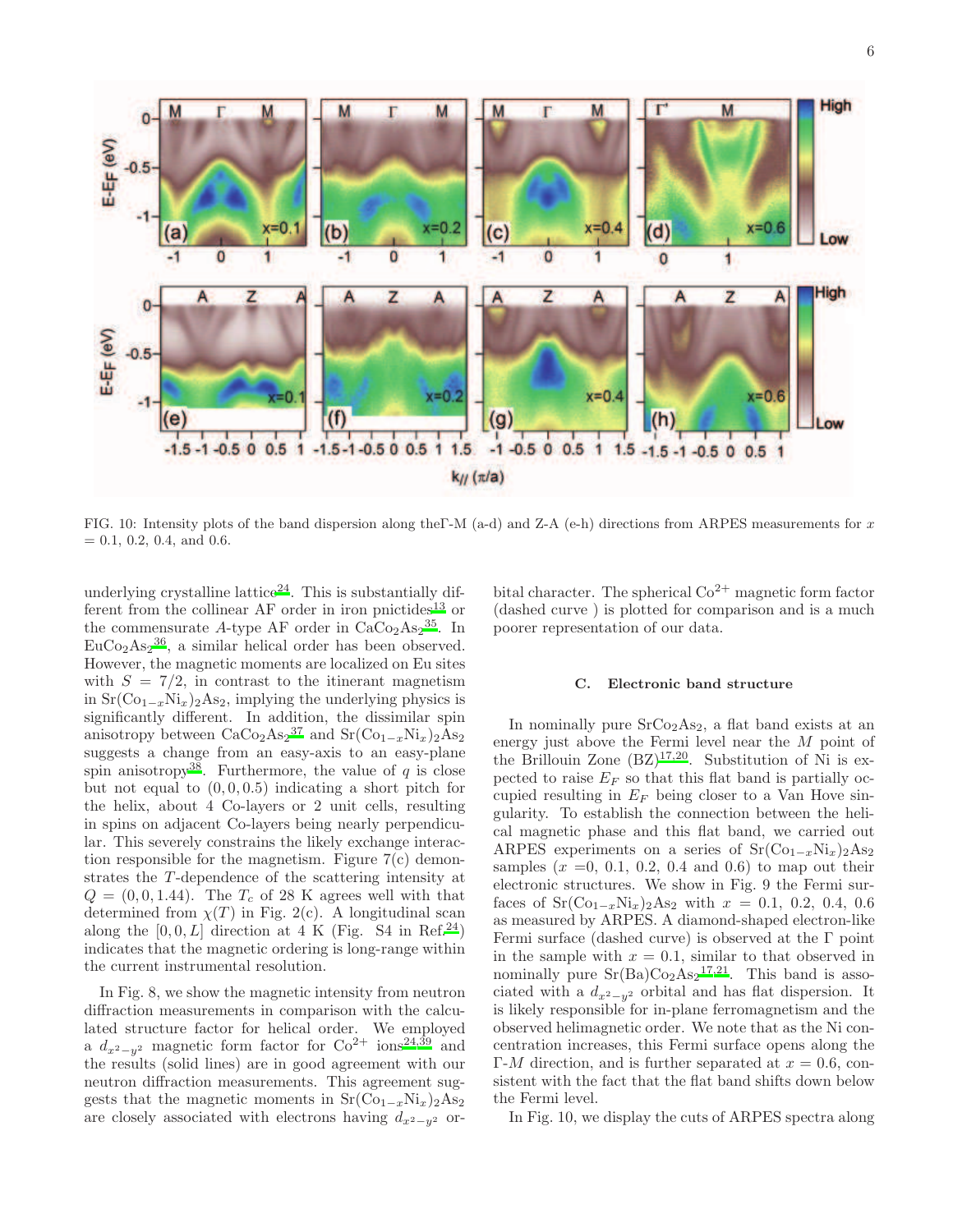FIG. 10: Intensity plots of the band dispersion along theΓ-M (a-d) and Z-A (e-h) directions from ARPES measurements for $x$ = 0.1, 0.2, 0.4, and 0.6.

underlying crystalline lattice[24]. This is substantially different from the collinear AF order in iron pnictides[13] or the commensurate $A$-type AF order in $CaCo_2As_2$[35]. In $EuCo_2As_2$[36], a similar helical order has been observed. However, the magnetic moments are localized on Eu sites with $S = 7/2$, in contrast to the itinerant magnetism in $Sr(Co_{1-x}Ni_x)_2As_2$, implying the underlying physics is significantly different. In addition, the dissimilar spin anisotropy between $CaCo_2As_2$[37] and $Sr(Co_{1-x}Ni_x)_2As_2$ suggests a change from an easy-axis to an easy-plane spin anisotropy[38]. Furthermore, the value of $q$ is close but not equal to $(0, 0, 0.5)$ indicating a short pitch for the helix, about 4 Co-layers or 2 unit cells, resulting in spins on adjacent Co-layers being nearly perpendicular. This severely constrains the likely exchange interaction responsible for the magnetism. Figure 7(c) demonstrates the $T$-dependence of the scattering intensity at $Q = (0, 0, 1.44)$. The $T_c$ of 28 K agrees well with that determined from $\chi(T)$ in Fig. 2(c). A longitudinal scan along the $[0, 0, L]$ direction at 4 K (Fig. S4 in Ref.[24]) indicates that the magnetic ordering is long-range within the current instrumental resolution.

In Fig. 8, we show the magnetic intensity from neutron diffraction measurements in comparison with the calculated structure factor for helical order. We employed a $d_{x^2-y^2}$ magnetic form factor for $Co^{2+}$ ions[24,39] and the results (solid lines) are in good agreement with our neutron diffraction measurements. This agreement suggests that the magnetic moments in $Sr(Co_{1-x}Ni_x)_2As_2$ are closely associated with electrons having $d_{x^2-y^2}$ orbital character. The spherical $Co^{2+}$ magnetic form factor (dashed curve ) is plotted for comparison and is a much poorer representation of our data.

### C. Electronic band structure

In nominally pure $SrCo_2As_2$, a flat band exists at an energy just above the Fermi level near the $M$ point of the Brillouin Zone (BZ)[17,20]. Substitution of Ni is expected to raise $E_F$ so that this flat band is partially occupied resulting in $E_F$ being closer to a Van Hove singularity. To establish the connection between the helical magnetic phase and this flat band, we carried out ARPES experiments on a series of $Sr(Co_{1-x}Ni_x)_2As_2$ samples ($x$ =0, 0.1, 0.2, 0.4 and 0.6) to map out their electronic structures. We show in Fig. 9 the Fermi surfaces of $Sr(Co_{1-x}Ni_x)_2As_2$ with $x$ = 0.1, 0.2, 0.4, 0.6 as measured by ARPES. A diamond-shaped electron-like Fermi surface (dashed curve) is observed at the Γ point in the sample with $x$ = 0.1, similar to that observed in nominally pure $Sr(Ba)Co_2As_2$[17,21]. This band is associated with a $d_{x^2-y^2}$ orbital and has flat dispersion. It is likely responsible for in-plane ferromagnetism and the observed helimagnetic order. We note that as the Ni concentration increases, this Fermi surface opens along the Γ-$M$ direction, and is further separated at $x$ = 0.6, consistent with the fact that the flat band shifts down below the Fermi level.

In Fig. 10, we display the cuts of ARPES spectra along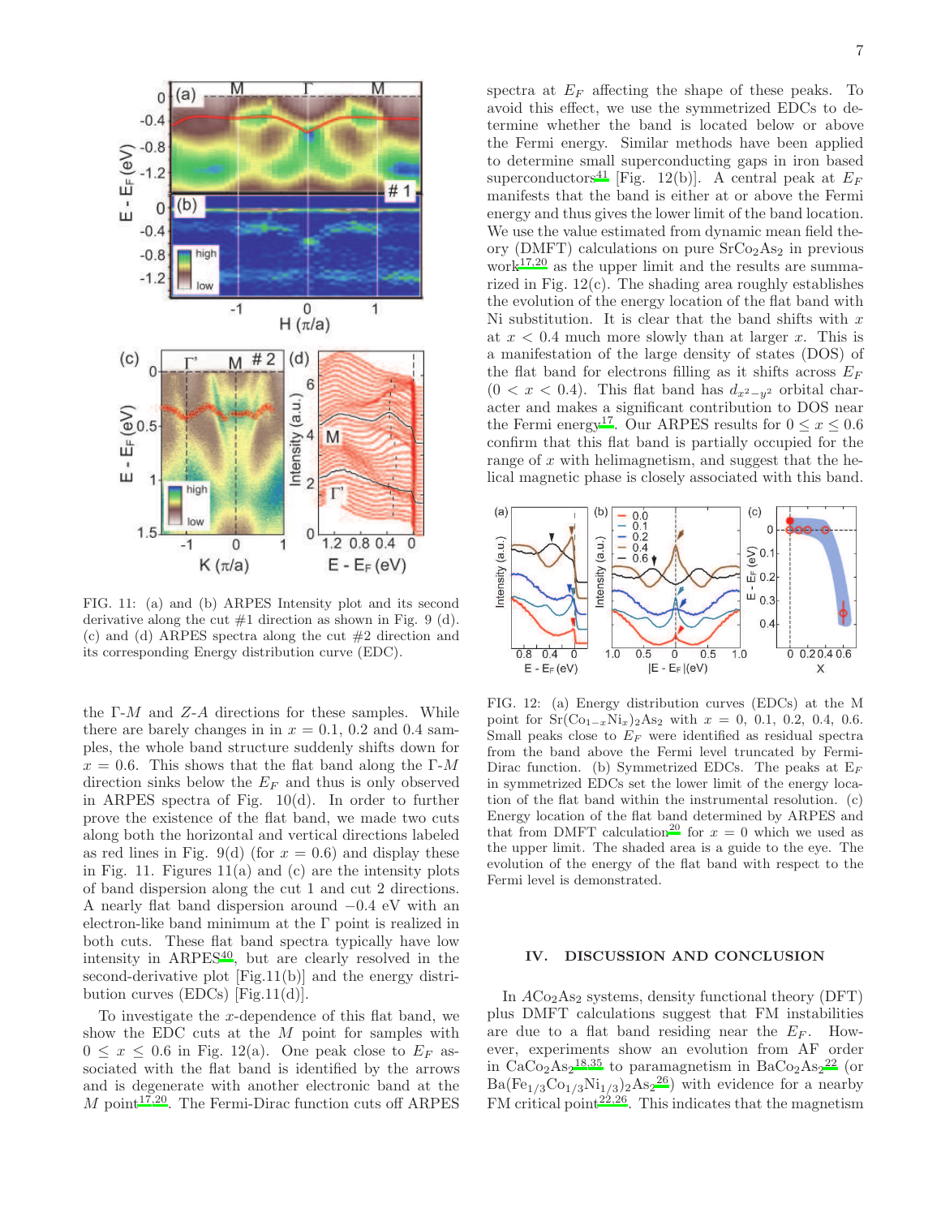FIG. 11: (a) and (b) ARPES Intensity plot and its second derivative along the cut #1 direction as shown in Fig. 9 (d). (c) and (d) ARPES spectra along the cut #2 direction and its corresponding Energy distribution curve (EDC).

the Γ-$M$ and $Z$-$A$ directions for these samples. While there are barely changes in in $x = 0.1$, 0.2 and 0.4 samples, the whole band structure suddenly shifts down for $x = 0.6$. This shows that the flat band along the Γ-$M$ direction sinks below the $E_F$ and thus is only observed in ARPES spectra of Fig. 10(d). In order to further prove the existence of the flat band, we made two cuts along both the horizontal and vertical directions labeled as red lines in Fig. 9(d) (for $x = 0.6$) and display these in Fig. 11. Figures 11(a) and (c) are the intensity plots of band dispersion along the cut 1 and cut 2 directions. A nearly flat band dispersion around −0.4 eV with an electron-like band minimum at the Γ point is realized in both cuts. These flat band spectra typically have low intensity in ARPES[40], but are clearly resolved in the second-derivative plot [Fig.11(b)] and the energy distribution curves (EDCs) [Fig.11(d)].

To investigate the $x$-dependence of this flat band, we show the EDC cuts at the $M$ point for samples with $0 \leq x \leq 0.6$ in Fig. 12(a). One peak close to $E_F$ associated with the flat band is identified by the arrows and is degenerate with another electronic band at the $M$ point[17,20]. The Fermi-Dirac function cuts off ARPES spectra at $E_F$ affecting the shape of these peaks. To avoid this effect, we use the symmetrized EDCs to determine whether the band is located below or above the Fermi energy. Similar methods have been applied to determine small superconducting gaps in iron based superconductors[41] [Fig. 12(b)]. A central peak at $E_F$ manifests that the band is either at or above the Fermi energy and thus gives the lower limit of the band location. We use the value estimated from dynamic mean field theory (DMFT) calculations on pure $SrCo_2As_2$ in previous work[17,20] as the upper limit and the results are summarized in Fig. 12(c). The shading area roughly establishes the evolution of the energy location of the flat band with Ni substitution. It is clear that the band shifts with $x$ at $x < 0.4$ much more slowly than at larger $x$. This is a manifestation of the large density of states (DOS) of the flat band for electrons filling as it shifts across $E_F$ ($0 < x < 0.4$). This flat band has $d_{x^2-y^2}$ orbital character and makes a significant contribution to DOS near the Fermi energy[17]. Our ARPES results for $0 \leq x \leq 0.6$ confirm that this flat band is partially occupied for the range of $x$ with helimagnetism, and suggest that the helical magnetic phase is closely associated with this band.

FIG. 12: (a) Energy distribution curves (EDCs) at the M point for $Sr(Co_{1-x}Ni_x)_2As_2$ with $x = 0$, 0.1, 0.2, 0.4, 0.6. Small peaks close to $E_F$ were identified as residual spectra from the band above the Fermi level truncated by Fermi-Dirac function. (b) Symmetrized EDCs. The peaks at $E_F$ in symmetrized EDCs set the lower limit of the energy location of the flat band within the instrumental resolution. (c) Energy location of the flat band determined by ARPES and that from DMFT calculation[20] for $x = 0$ which we used as the upper limit. The shaded area is a guide to the eye. The evolution of the energy of the flat band with respect to the Fermi level is demonstrated.

## IV. DISCUSSION AND CONCLUSION

In $ACo_2As_2$ systems, density functional theory (DFT) plus DMFT calculations suggest that FM instabilities are due to a flat band residing near the $E_F$. However, experiments show an evolution from AF order in $CaCo_2As_2$[18,35] to paramagnetism in $BaCo_2As_2$[22] (or $Ba(Fe_{1/3}Co_{1/3}Ni_{1/3})_2As_2$[26]) with evidence for a nearby FM critical point[22,26]. This indicates that the magnetism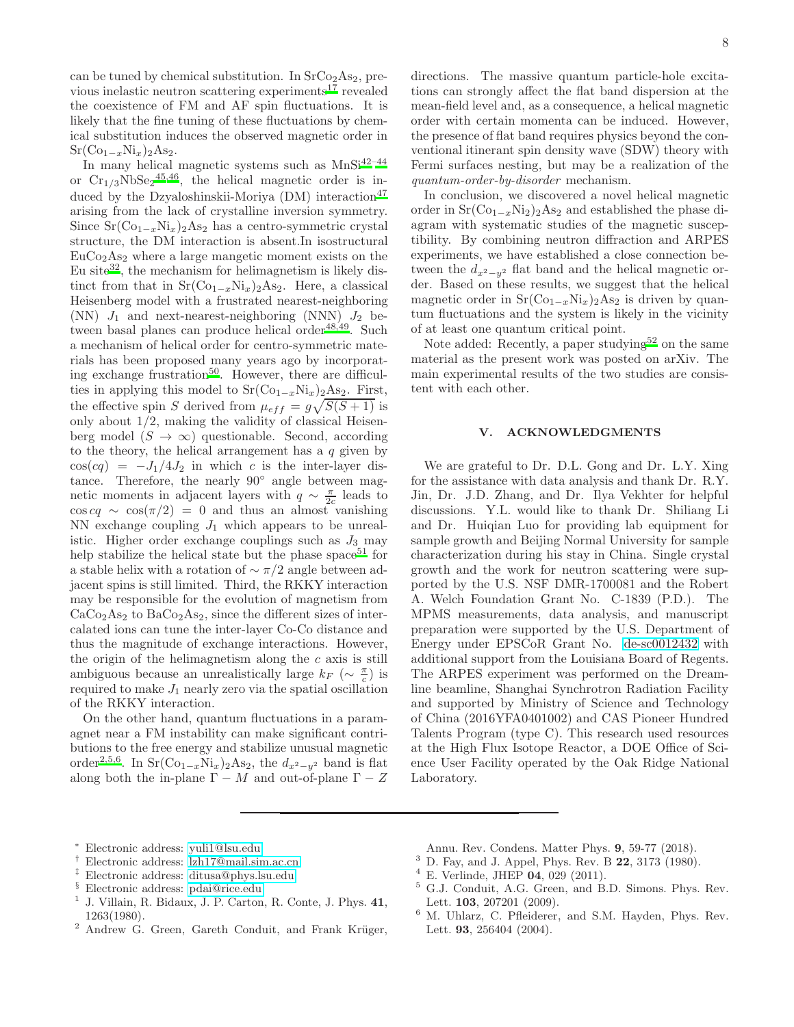can be tuned by chemical substitution. In $SrCo_2As_2$, previous inelastic neutron scattering experiments[17] revealed the coexistence of FM and AF spin fluctuations. It is likely that the fine tuning of these fluctuations by chemical substitution induces the observed magnetic order in $Sr(Co_{1-x}Ni_x)_2As_2$.

In many helical magnetic systems such as MnSi[42–44] or $Cr_{1/3}NbSe_2$[45,46], the helical magnetic order is induced by the Dzyaloshinskii-Moriya (DM) interaction[47] arising from the lack of crystalline inversion symmetry. Since $Sr(Co_{1-x}Ni_x)_2As_2$ has a centro-symmetric crystal structure, the DM interaction is absent.In isostructural $EuCo_2As_2$ where a large mangetic moment exists on the Eu site[32], the mechanism for helimagnetism is likely distinct from that in $Sr(Co_{1-x}Ni_x)_2As_2$. Here, a classical Heisenberg model with a frustrated nearest-neighboring (NN) $J_1$ and next-nearest-neighboring (NNN) $J_2$ between basal planes can produce helical order[48,49]. Such a mechanism of helical order for centro-symmetric materials has been proposed many years ago by incorporating exchange frustration[50]. However, there are difficulties in applying this model to $Sr(Co_{1-x}Ni_x)_2As_2$. First, the effective spin $S$ derived from $\mu_{eff} = g\sqrt{S(S+1)}$ is only about 1/2, making the validity of classical Heisenberg model ($S \to \infty$) questionable. Second, according to the theory, the helical arrangement has a $q$ given by $\cos(cq) = -J_1/4J_2$ in which $c$ is the inter-layer distance. Therefore, the nearly 90° angle between magnetic moments in adjacent layers with $q \sim \frac{\pi}{2c}$ leads to $\cos cq \sim \cos(\pi/2) = 0$ and thus an almost vanishing NN exchange coupling $J_1$ which appears to be unrealistic. Higher order exchange couplings such as $J_3$ may help stabilize the helical state but the phase space[51] for a stable helix with a rotation of $\sim \pi/2$ angle between adjacent spins is still limited. Third, the RKKY interaction may be responsible for the evolution of magnetism from $CaCo_2As_2$ to $BaCo_2As_2$, since the different sizes of intercalated ions can tune the inter-layer Co-Co distance and thus the magnitude of exchange interactions. However, the origin of the helimagnetism along the $c$ axis is still ambiguous because an unrealistically large $k_F$ ($\sim \frac{\pi}{c}$) is required to make $J_1$ nearly zero via the spatial oscillation of the RKKY interaction.

On the other hand, quantum fluctuations in a paramagnet near a FM instability can make significant contributions to the free energy and stabilize unusual magnetic order[2,5,6]. In $Sr(Co_{1-x}Ni_x)_2As_2$, the $d_{x^2-y^2}$ band is flat along both the in-plane $\Gamma - M$ and out-of-plane $\Gamma - Z$ directions. The massive quantum particle-hole excitations can strongly affect the flat band dispersion at the mean-field level and, as a consequence, a helical magnetic order with certain momenta can be induced. However, the presence of flat band requires physics beyond the conventional itinerant spin density wave (SDW) theory with Fermi surfaces nesting, but may be a realization of the *quantum-order-by-disorder* mechanism.

In conclusion, we discovered a novel helical magnetic order in $Sr(Co_{1-x}Ni_2)_2As_2$ and established the phase diagram with systematic studies of the magnetic susceptibility. By combining neutron diffraction and ARPES experiments, we have established a close connection between the $d_{x^2-y^2}$ flat band and the helical magnetic order. Based on these results, we suggest that the helical magnetic order in $Sr(Co_{1-x}Ni_x)_2As_2$ is driven by quantum fluctuations and the system is likely in the vicinity of at least one quantum critical point.

Note added: Recently, a paper studying[52] on the same material as the present work was posted on arXiv. The main experimental results of the two studies are consistent with each other.

## V. ACKNOWLEDGMENTS

We are grateful to Dr. D.L. Gong and Dr. L.Y. Xing for the assistance with data analysis and thank Dr. R.Y. Jin, Dr. J.D. Zhang, and Dr. Ilya Vekhter for helpful discussions. Y.L. would like to thank Dr. Shiliang Li and Dr. Huiqian Luo for providing lab equipment for sample growth and Beijing Normal University for sample characterization during his stay in China. Single crystal growth and the work for neutron scattering were supported by the U.S. NSF DMR-1700081 and the Robert A. Welch Foundation Grant No. C-1839 (P.D.). The MPMS measurements, data analysis, and manuscript preparation were supported by the U.S. Department of Energy under EPSCoR Grant No. de-sc0012432 with additional support from the Louisiana Board of Regents. The ARPES experiment was performed on the Dreamline beamline, Shanghai Synchrotron Radiation Facility and supported by Ministry of Science and Technology of China (2016YFA0401002) and CAS Pioneer Hundred Talents Program (type C). This research used resources at the High Flux Isotope Reactor, a DOE Office of Science User Facility operated by the Oak Ridge National Laboratory.

---

[*] Electronic address: yuli1@lsu.edu

[†] Electronic address: lzh17@mail.sim.ac.cn

[‡] Electronic address: ditusa@phys.lsu.edu

[§] Electronic address: pdai@rice.edu

[1] J. Villain, R. Bidaux, J. P. Carton, R. Conte, J. Phys. **41**, 1263(1980).

[2] Andrew G. Green, Gareth Conduit, and Frank Krüger, Annu. Rev. Condens. Matter Phys. **9**, 59-77 (2018).

[3] D. Fay, and J. Appel, Phys. Rev. B **22**, 3173 (1980).

[4] E. Verlinde, JHEP **04**, 029 (2011).

[5] G.J. Conduit, A.G. Green, and B.D. Simons. Phys. Rev. Lett. **103**, 207201 (2009).

[6] M. Uhlarz, C. Pfleiderer, and S.M. Hayden, Phys. Rev. Lett. **93**, 256404 (2004).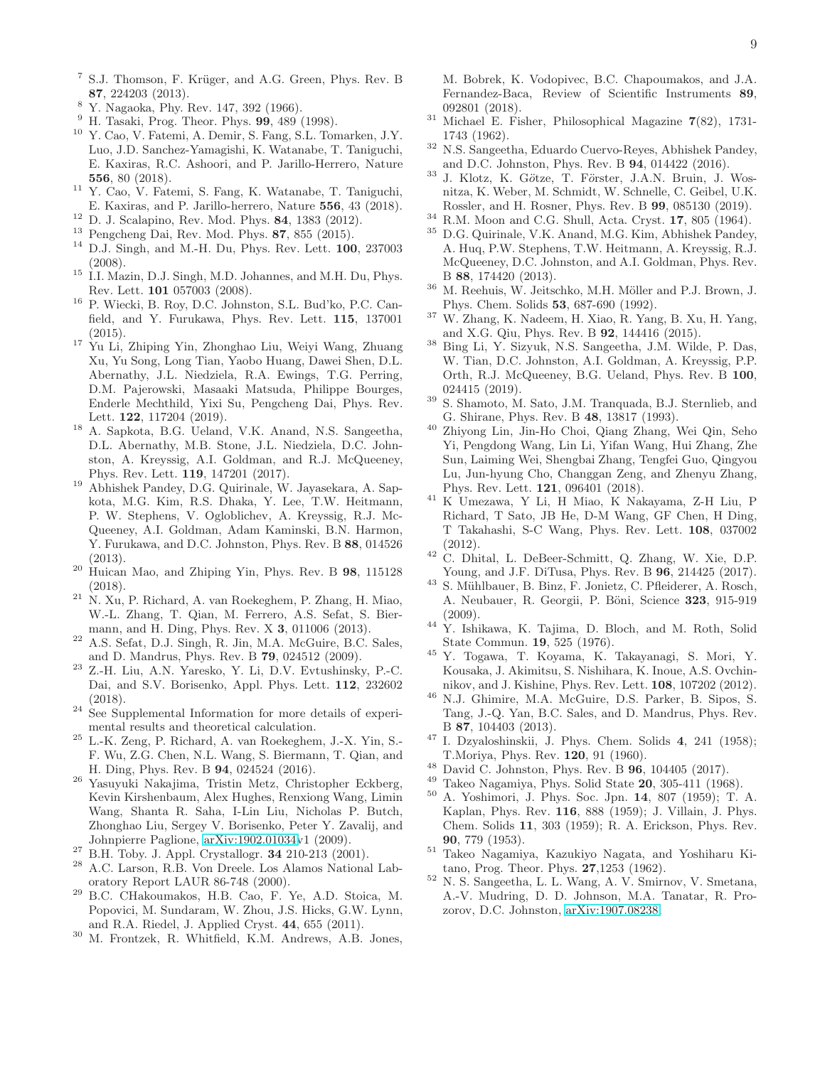[7] S.J. Thomson, F. Krüger, and A.G. Green, Phys. Rev. B **87**, 224203 (2013).

[8] Y. Nagaoka, Phy. Rev. 147, 392 (1966).

[9] H. Tasaki, Prog. Theor. Phys. **99**, 489 (1998).

[10] Y. Cao, V. Fatemi, A. Demir, S. Fang, S.L. Tomarken, J.Y. Luo, J.D. Sanchez-Yamagishi, K. Watanabe, T. Taniguchi, E. Kaxiras, R.C. Ashoori, and P. Jarillo-Herrero, Nature **556**, 80 (2018).

[11] Y. Cao, V. Fatemi, S. Fang, K. Watanabe, T. Taniguchi, E. Kaxiras, and P. Jarillo-herrero, Nature **556**, 43 (2018).

[12] D. J. Scalapino, Rev. Mod. Phys. **84**, 1383 (2012).

[13] Pengcheng Dai, Rev. Mod. Phys. **87**, 855 (2015).

[14] D.J. Singh, and M-.H. Du, Phys. Rev. Lett. **100**, 237003 (2008).

[15] I.I. Mazin, D.J. Singh, M.D. Johannes, and M.H. Du, Phys. Rev. Lett. **101** 057003 (2008).

[16] P. Wiecki, B. Roy, D.C. Johnston, S.L. Bud'ko, P.C. Canfield, and Y. Furukawa, Phys. Rev. Lett. **115**, 137001 (2015).

[17] Yu Li, Zhiping Yin, Zhonghao Liu, Weiyi Wang, Zhuang Xu, Yu Song, Long Tian, Yaobo Huang, Dawei Shen, D.L. Abernathy, J.L. Niedziela, R.A. Ewings, T.G. Perring, D.M. Pajerowski, Masaaki Matsuda, Philippe Bourges, Enderle Mechthild, Yixi Su, Pengcheng Dai, Phys. Rev. Lett. **122**, 117204 (2019).

[18] A. Sapkota, B.G. Ueland, V.K. Anand, N.S. Sangeetha, D.L. Abernathy, M.B. Stone, J.L. Niedziela, D.C. Johnston, A. Kreyssig, A.I. Goldman, and R.J. McQueeney, Phys. Rev. Lett. **119**, 147201 (2017).

[19] Abhishek Pandey, D.G. Quirinale, W. Jayasekara, A. Sapkota, M.G. Kim, R.S. Dhaka, Y. Lee, T.W. Heitmann, P. W. Stephens, V. Ogloblichev, A. Kreyssig, R.J. McQueeney, A.I. Goldman, Adam Kaminski, B.N. Harmon, Y. Furukawa, and D.C. Johnston, Phys. Rev. B **88**, 014526 (2013).

[20] Huican Mao, and Zhiping Yin, Phys. Rev. B **98**, 115128 (2018).

[21] N. Xu, P. Richard, A. van Roekeghem, P. Zhang, H. Miao, W.-L. Zhang, T. Qian, M. Ferrero, A.S. Sefat, S. Biermann, and H. Ding, Phys. Rev. X **3**, 011006 (2013).

[22] A.S. Sefat, D.J. Singh, R. Jin, M.A. McGuire, B.C. Sales, and D. Mandrus, Phys. Rev. B **79**, 024512 (2009).

[23] Z.-H. Liu, A.N. Yaresko, Y. Li, D.V. Evtushinsky, P.-C. Dai, and S.V. Borisenko, Appl. Phys. Lett. **112**, 232602 (2018).

[24] See Supplemental Information for more details of experimental results and theoretical calculation.

[25] L.-K. Zeng, P. Richard, A. van Roekeghem, J.-X. Yin, S.-F. Wu, Z.G. Chen, N.L. Wang, S. Biermann, T. Qian, and H. Ding, Phys. Rev. B **94**, 024524 (2016).

[26] Yasuyuki Nakajima, Tristin Metz, Christopher Eckberg, Kevin Kirshenbaum, Alex Hughes, Renxiong Wang, Limin Wang, Shanta R. Saha, I-Lin Liu, Nicholas P. Butch, Zhonghao Liu, Sergey V. Borisenko, Peter Y. Zavalij, and Johnpierre Paglione, arXiv:1902.01034v1 (2009).

[27] B.H. Toby. J. Appl. Crystallogr. **34** 210-213 (2001).

[28] A.C. Larson, R.B. Von Dreele. Los Alamos National Laboratory Report LAUR 86-748 (2000).

[29] B.C. CHakoumakos, H.B. Cao, F. Ye, A.D. Stoica, M. Popovici, M. Sundaram, W. Zhou, J.S. Hicks, G.W. Lynn, and R.A. Riedel, J. Applied Cryst. **44**, 655 (2011).

[30] M. Frontzek, R. Whitfield, K.M. Andrews, A.B. Jones, M. Bobrek, K. Vodopivec, B.C. Chapoumakos, and J.A. Fernandez-Baca, Review of Scientific Instruments **89**, 092801 (2018).

[31] Michael E. Fisher, Philosophical Magazine **7**(82), 1731-1743 (1962).

[32] N.S. Sangeetha, Eduardo Cuervo-Reyes, Abhishek Pandey, and D.C. Johnston, Phys. Rev. B **94**, 014422 (2016).

[33] J. Klotz, K. Götze, T. Förster, J.A.N. Bruin, J. Wosnitza, K. Weber, M. Schmidt, W. Schnelle, C. Geibel, U.K. Rossler, and H. Rosner, Phys. Rev. B **99**, 085130 (2019).

[34] R.M. Moon and C.G. Shull, Acta. Cryst. **17**, 805 (1964).

[35] D.G. Quirinale, V.K. Anand, M.G. Kim, Abhishek Pandey, A. Huq, P.W. Stephens, T.W. Heitmann, A. Kreyssig, R.J. McQueeney, D.C. Johnston, and A.I. Goldman, Phys. Rev. B **88**, 174420 (2013).

[36] M. Reehuis, W. Jeitschko, M.H. Möller and P.J. Brown, J. Phys. Chem. Solids **53**, 687-690 (1992).

[37] W. Zhang, K. Nadeem, H. Xiao, R. Yang, B. Xu, H. Yang, and X.G. Qiu, Phys. Rev. B **92**, 144416 (2015).

[38] Bing Li, Y. Sizyuk, N.S. Sangeetha, J.M. Wilde, P. Das, W. Tian, D.C. Johnston, A.I. Goldman, A. Kreyssig, P.P. Orth, R.J. McQueeney, B.G. Ueland, Phys. Rev. B **100**, 024415 (2019).

[39] S. Shamoto, M. Sato, J.M. Tranquada, B.J. Sternlieb, and G. Shirane, Phys. Rev. B **48**, 13817 (1993).

[40] Zhiyong Lin, Jin-Ho Choi, Qiang Zhang, Wei Qin, Seho Yi, Pengdong Wang, Lin Li, Yifan Wang, Hui Zhang, Zhe Sun, Laiming Wei, Shengbai Zhang, Tengfei Guo, Qingyou Lu, Jun-hyung Cho, Changgan Zeng, and Zhenyu Zhang, Phys. Rev. Lett. **121**, 096401 (2018).

[41] K Umezawa, Y Li, H Miao, K Nakayama, Z-H Liu, P Richard, T Sato, JB He, D-M Wang, GF Chen, H Ding, T Takahashi, S-C Wang, Phys. Rev. Lett. **108**, 037002 (2012).

[42] C. Dhital, L. DeBeer-Schmitt, Q. Zhang, W. Xie, D.P. Young, and J.F. DiTusa, Phys. Rev. B **96**, 214425 (2017).

[43] S. Mühlbauer, B. Binz, F. Jonietz, C. Pfleiderer, A. Rosch, A. Neubauer, R. Georgii, P. Böni, Science **323**, 915-919 (2009).

[44] Y. Ishikawa, K. Tajima, D. Bloch, and M. Roth, Solid State Commun. **19**, 525 (1976).

[45] Y. Togawa, T. Koyama, K. Takayanagi, S. Mori, Y. Kousaka, J. Akimitsu, S. Nishihara, K. Inoue, A.S. Ovchinnikov, and J. Kishine, Phys. Rev. Lett. **108**, 107202 (2012).

[46] N.J. Ghimire, M.A. McGuire, D.S. Parker, B. Sipos, S. Tang, J.-Q. Yan, B.C. Sales, and D. Mandrus, Phys. Rev. B **87**, 104403 (2013).

[47] I. Dzyaloshinskii, J. Phys. Chem. Solids **4**, 241 (1958); T.Moriya, Phys. Rev. **120**, 91 (1960).

[48] David C. Johnston, Phys. Rev. B **96**, 104405 (2017).

[49] Takeo Nagamiya, Phys. Solid State **20**, 305-411 (1968).

[50] A. Yoshimori, J. Phys. Soc. Jpn. **14**, 807 (1959); T. A. Kaplan, Phys. Rev. **116**, 888 (1959); J. Villain, J. Phys. Chem. Solids **11**, 303 (1959); R. A. Erickson, Phys. Rev. **90**, 779 (1953).

[51] Takeo Nagamiya, Kazukiyo Nagata, and Yoshiharu Kitano, Prog. Theor. Phys. **27**,1253 (1962).

[52] N. S. Sangeetha, L. L. Wang, A. V. Smirnov, V. Smetana, A.-V. Mudring, D. D. Johnson, M.A. Tanatar, R. Prozorov, D.C. Johnston, arXiv:1907.08238.